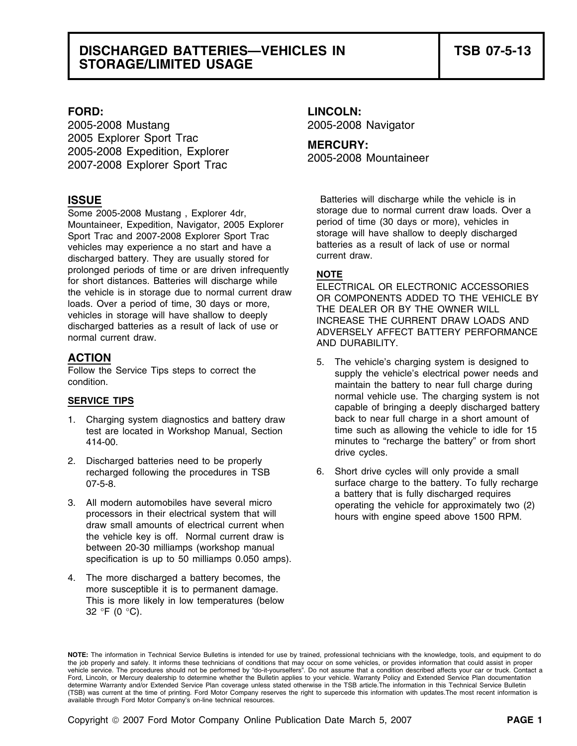# DISCHARGED BATTERIES—VEHICLES IN STORAGE/LIMITED USAGE

**TSB 07-5-13**

**FORD:**
2005-2008 Mustang
2005 Explorer Sport Trac
2005-2008 Expedition, Explorer
2007-2008 Explorer Sport Trac

**LINCOLN:**
2005-2008 Navigator

**MERCURY:**
2005-2008 Mountaineer

## ISSUE

Some 2005-2008 Mustang , Explorer 4dr, Mountaineer, Expedition, Navigator, 2005 Explorer Sport Trac and 2007-2008 Explorer Sport Trac vehicles may experience a no start and have a discharged battery. They are usually stored for prolonged periods of time or are driven infrequently for short distances. Batteries will discharge while the vehicle is in storage due to normal current draw loads. Over a period of time, 30 days or more, vehicles in storage will have shallow to deeply discharged batteries as a result of lack of use or normal current draw.

## ACTION

Follow the Service Tips steps to correct the condition.

### SERVICE TIPS

1. Charging system diagnostics and battery draw test are located in Workshop Manual, Section 414-00.
2. Discharged batteries need to be properly recharged following the procedures in TSB 07-5-8.
3. All modern automobiles have several micro processors in their electrical system that will draw small amounts of electrical current when the vehicle key is off. Normal current draw is between 20-30 milliamps (workshop manual specification is up to 50 milliamps 0.050 amps).
4. The more discharged a battery becomes, the more susceptible it is to permanent damage. This is more likely in low temperatures (below 32 °F (0 °C).

Batteries will discharge while the vehicle is in storage due to normal current draw loads. Over a period of time (30 days or more), vehicles in storage will have shallow to deeply discharged batteries as a result of lack of use or normal current draw.

**NOTE**
ELECTRICAL OR ELECTRONIC ACCESSORIES OR COMPONENTS ADDED TO THE VEHICLE BY THE DEALER OR BY THE OWNER WILL INCREASE THE CURRENT DRAW LOADS AND ADVERSELY AFFECT BATTERY PERFORMANCE AND DURABILITY.

5. The vehicle's charging system is designed to supply the vehicle's electrical power needs and maintain the battery to near full charge during normal vehicle use. The charging system is not capable of bringing a deeply discharged battery back to near full charge in a short amount of time such as allowing the vehicle to idle for 15 minutes to "recharge the battery" or from short drive cycles.
6. Short drive cycles will only provide a small surface charge to the battery. To fully recharge a battery that is fully discharged requires operating the vehicle for approximately two (2) hours with engine speed above 1500 RPM.

**NOTE:** The information in Technical Service Bulletins is intended for use by trained, professional technicians with the knowledge, tools, and equipment to do the job properly and safely. It informs these technicians of conditions that may occur on some vehicles, or provides information that could assist in proper vehicle service. The procedures should not be performed by "do-it-yourselfers". Do not assume that a condition described affects your car or truck. Contact a Ford, Lincoln, or Mercury dealership to determine whether the Bulletin applies to your vehicle. Warranty Policy and Extended Service Plan documentation determine Warranty and/or Extended Service Plan coverage unless stated otherwise in the TSB article.The information in this Technical Service Bulletin (TSB) was current at the time of printing. Ford Motor Company reserves the right to supercede this information with updates.The most recent information is available through Ford Motor Company's on-line technical resources.

Copyright © 2007 Ford Motor Company Online Publication Date March 5, 2007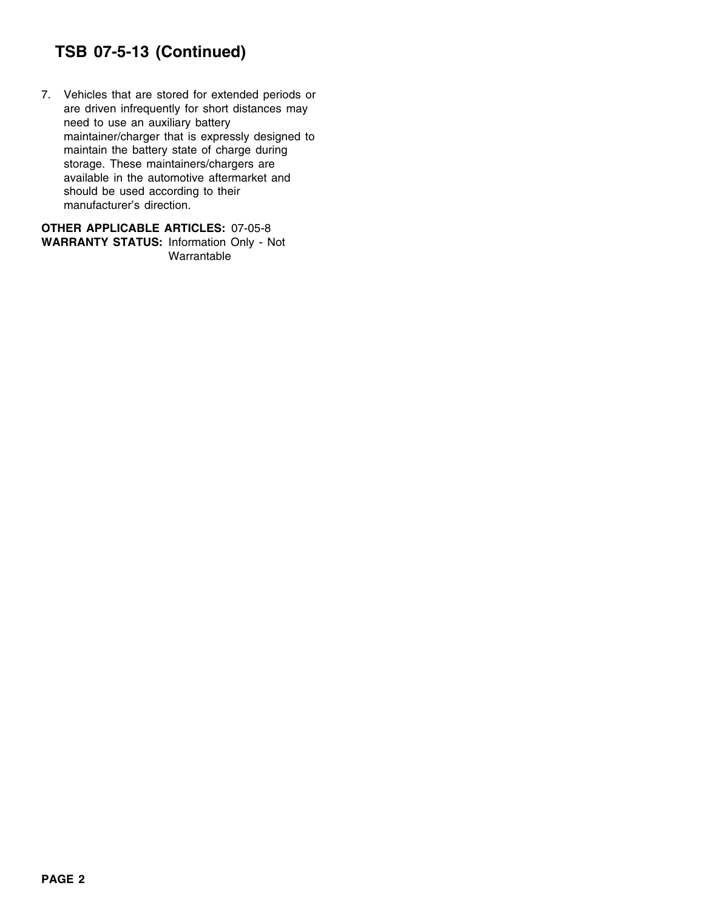# TSB 07-5-13 (Continued)

7. Vehicles that are stored for extended periods or are driven infrequently for short distances may need to use an auxiliary battery maintainer/charger that is expressly designed to maintain the battery state of charge during storage. These maintainers/chargers are available in the automotive aftermarket and should be used according to their manufacturer's direction.

**OTHER APPLICABLE ARTICLES:** 07-05-8
**WARRANTY STATUS:** Information Only - Not Warrantable